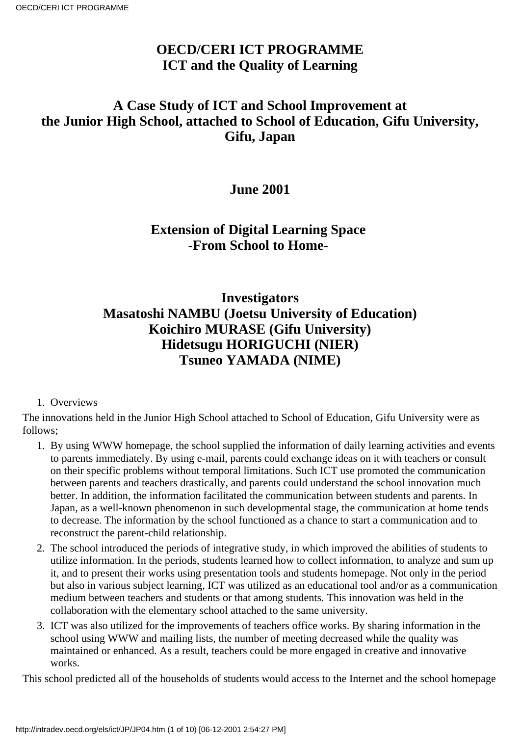# OECD/CERI ICT PROGRAMME
# ICT and the Quality of Learning

## A Case Study of ICT and School Improvement at the Junior High School, attached to School of Education, Gifu University, Gifu, Japan

### June 2001

## Extension of Digital Learning Space -From School to Home-

### Investigators
### Masatoshi NAMBU (Joetsu University of Education)
### Koichiro MURASE (Gifu University)
### Hidetsugu HORIGUCHI (NIER)
### Tsuneo YAMADA (NIME)

1. Overviews

The innovations held in the Junior High School attached to School of Education, Gifu University were as follows;

1. By using WWW homepage, the school supplied the information of daily learning activities and events to parents immediately. By using e-mail, parents could exchange ideas on it with teachers or consult on their specific problems without temporal limitations. Such ICT use promoted the communication between parents and teachers drastically, and parents could understand the school innovation much better. In addition, the information facilitated the communication between students and parents. In Japan, as a well-known phenomenon in such developmental stage, the communication at home tends to decrease. The information by the school functioned as a chance to start a communication and to reconstruct the parent-child relationship.
2. The school introduced the periods of integrative study, in which improved the abilities of students to utilize information. In the periods, students learned how to collect information, to analyze and sum up it, and to present their works using presentation tools and students homepage. Not only in the period but also in various subject learning, ICT was utilized as an educational tool and/or as a communication medium between teachers and students or that among students. This innovation was held in the collaboration with the elementary school attached to the same university.
3. ICT was also utilized for the improvements of teachers office works. By sharing information in the school using WWW and mailing lists, the number of meeting decreased while the quality was maintained or enhanced. As a result, teachers could be more engaged in creative and innovative works.

This school predicted all of the households of students would access to the Internet and the school homepage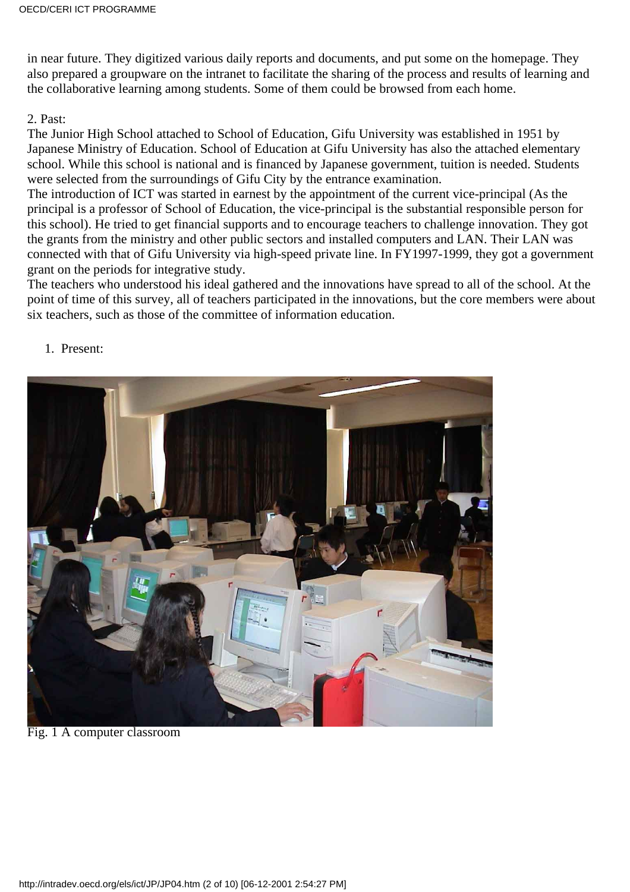in near future. They digitized various daily reports and documents, and put some on the homepage. They also prepared a groupware on the intranet to facilitate the sharing of the process and results of learning and the collaborative learning among students. Some of them could be browsed from each home.

2. Past:

The Junior High School attached to School of Education, Gifu University was established in 1951 by Japanese Ministry of Education. School of Education at Gifu University has also the attached elementary school. While this school is national and is financed by Japanese government, tuition is needed. Students were selected from the surroundings of Gifu City by the entrance examination.

The introduction of ICT was started in earnest by the appointment of the current vice-principal (As the principal is a professor of School of Education, the vice-principal is the substantial responsible person for this school). He tried to get financial supports and to encourage teachers to challenge innovation. They got the grants from the ministry and other public sectors and installed computers and LAN. Their LAN was connected with that of Gifu University via high-speed private line. In FY1997-1999, they got a government grant on the periods for integrative study.

The teachers who understood his ideal gathered and the innovations have spread to all of the school. At the point of time of this survey, all of teachers participated in the innovations, but the core members were about six teachers, such as those of the committee of information education.

1. Present:

Fig. 1 A computer classroom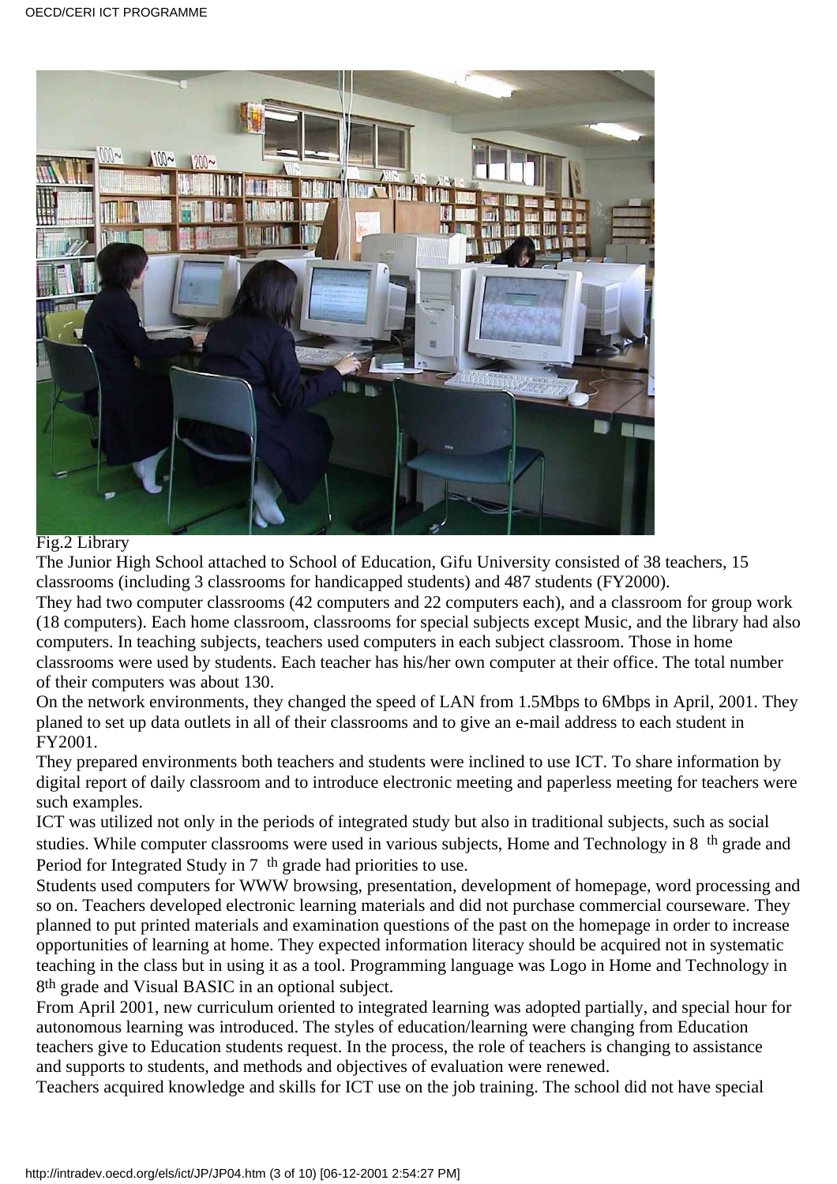Fig.2 Library

The Junior High School attached to School of Education, Gifu University consisted of 38 teachers, 15 classrooms (including 3 classrooms for handicapped students) and 487 students (FY2000).

They had two computer classrooms (42 computers and 22 computers each), and a classroom for group work (18 computers). Each home classroom, classrooms for special subjects except Music, and the library had also computers. In teaching subjects, teachers used computers in each subject classroom. Those in home classrooms were used by students. Each teacher has his/her own computer at their office. The total number of their computers was about 130.

On the network environments, they changed the speed of LAN from 1.5Mbps to 6Mbps in April, 2001. They planed to set up data outlets in all of their classrooms and to give an e-mail address to each student in FY2001.

They prepared environments both teachers and students were inclined to use ICT. To share information by digital report of daily classroom and to introduce electronic meeting and paperless meeting for teachers were such examples.

ICT was utilized not only in the periods of integrated study but also in traditional subjects, such as social studies. While computer classrooms were used in various subjects, Home and Technology in 8 th grade and Period for Integrated Study in 7 th grade had priorities to use.

Students used computers for WWW browsing, presentation, development of homepage, word processing and so on. Teachers developed electronic learning materials and did not purchase commercial courseware. They planned to put printed materials and examination questions of the past on the homepage in order to increase opportunities of learning at home. They expected information literacy should be acquired not in systematic teaching in the class but in using it as a tool. Programming language was Logo in Home and Technology in 8th grade and Visual BASIC in an optional subject.

From April 2001, new curriculum oriented to integrated learning was adopted partially, and special hour for autonomous learning was introduced. The styles of education/learning were changing from Education teachers give to Education students request. In the process, the role of teachers is changing to assistance and supports to students, and methods and objectives of evaluation were renewed.

Teachers acquired knowledge and skills for ICT use on the job training. The school did not have special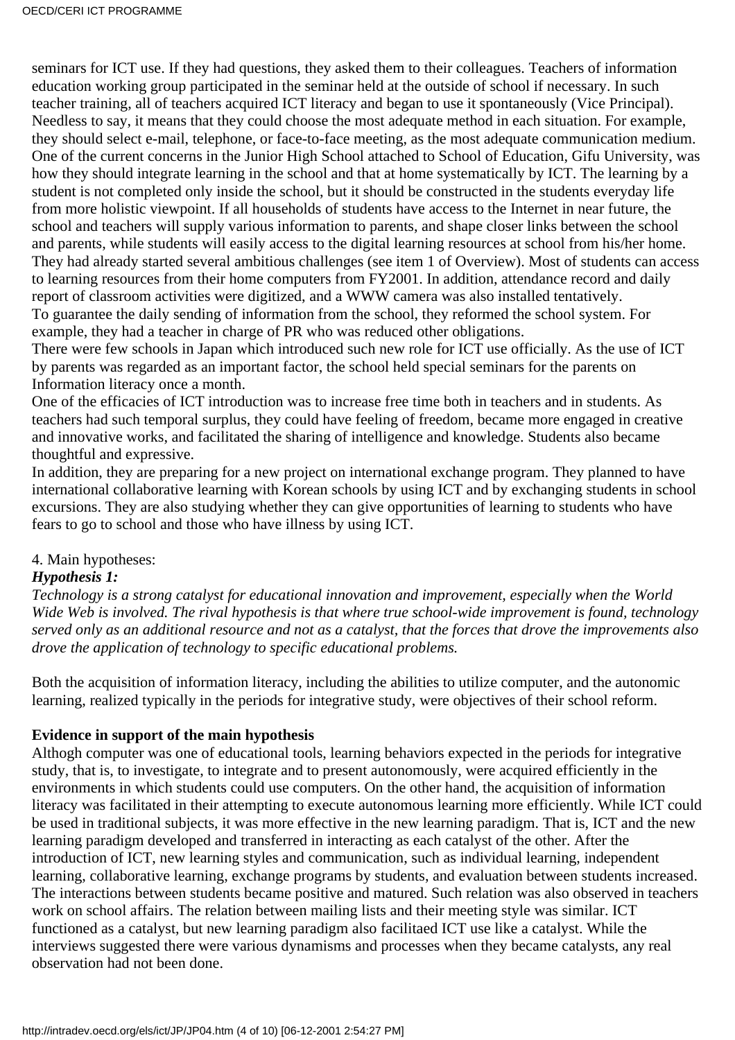seminars for ICT use. If they had questions, they asked them to their colleagues. Teachers of information education working group participated in the seminar held at the outside of school if necessary. In such teacher training, all of teachers acquired ICT literacy and began to use it spontaneously (Vice Principal). Needless to say, it means that they could choose the most adequate method in each situation. For example, they should select e-mail, telephone, or face-to-face meeting, as the most adequate communication medium.
One of the current concerns in the Junior High School attached to School of Education, Gifu University, was how they should integrate learning in the school and that at home systematically by ICT. The learning by a student is not completed only inside the school, but it should be constructed in the students everyday life from more holistic viewpoint. If all households of students have access to the Internet in near future, the school and teachers will supply various information to parents, and shape closer links between the school and parents, while students will easily access to the digital learning resources at school from his/her home. They had already started several ambitious challenges (see item 1 of Overview). Most of students can access to learning resources from their home computers from FY2001. In addition, attendance record and daily report of classroom activities were digitized, and a WWW camera was also installed tentatively.
To guarantee the daily sending of information from the school, they reformed the school system. For example, they had a teacher in charge of PR who was reduced other obligations.
There were few schools in Japan which introduced such new role for ICT use officially. As the use of ICT by parents was regarded as an important factor, the school held special seminars for the parents on Information literacy once a month.
One of the efficacies of ICT introduction was to increase free time both in teachers and in students. As teachers had such temporal surplus, they could have feeling of freedom, became more engaged in creative and innovative works, and facilitated the sharing of intelligence and knowledge. Students also became thoughtful and expressive.
In addition, they are preparing for a new project on international exchange program. They planned to have international collaborative learning with Korean schools by using ICT and by exchanging students in school excursions. They are also studying whether they can give opportunities of learning to students who have fears to go to school and those who have illness by using ICT.

4. Main hypotheses:

***Hypothesis 1:***

*Technology is a strong catalyst for educational innovation and improvement, especially when the World Wide Web is involved. The rival hypothesis is that where true school-wide improvement is found, technology served only as an additional resource and not as a catalyst, that the forces that drove the improvements also drove the application of technology to specific educational problems.*

Both the acquisition of information literacy, including the abilities to utilize computer, and the autonomic learning, realized typically in the periods for integrative study, were objectives of their school reform.

**Evidence in support of the main hypothesis**

Althogh computer was one of educational tools, learning behaviors expected in the periods for integrative study, that is, to investigate, to integrate and to present autonomously, were acquired efficiently in the environments in which students could use computers. On the other hand, the acquisition of information literacy was facilitated in their attempting to execute autonomous learning more efficiently. While ICT could be used in traditional subjects, it was more effective in the new learning paradigm. That is, ICT and the new learning paradigm developed and transferred in interacting as each catalyst of the other. After the introduction of ICT, new learning styles and communication, such as individual learning, independent learning, collaborative learning, exchange programs by students, and evaluation between students increased. The interactions between students became positive and matured. Such relation was also observed in teachers work on school affairs. The relation between mailing lists and their meeting style was similar. ICT functioned as a catalyst, but new learning paradigm also facilitaed ICT use like a catalyst. While the interviews suggested there were various dynamisms and processes when they became catalysts, any real observation had not been done.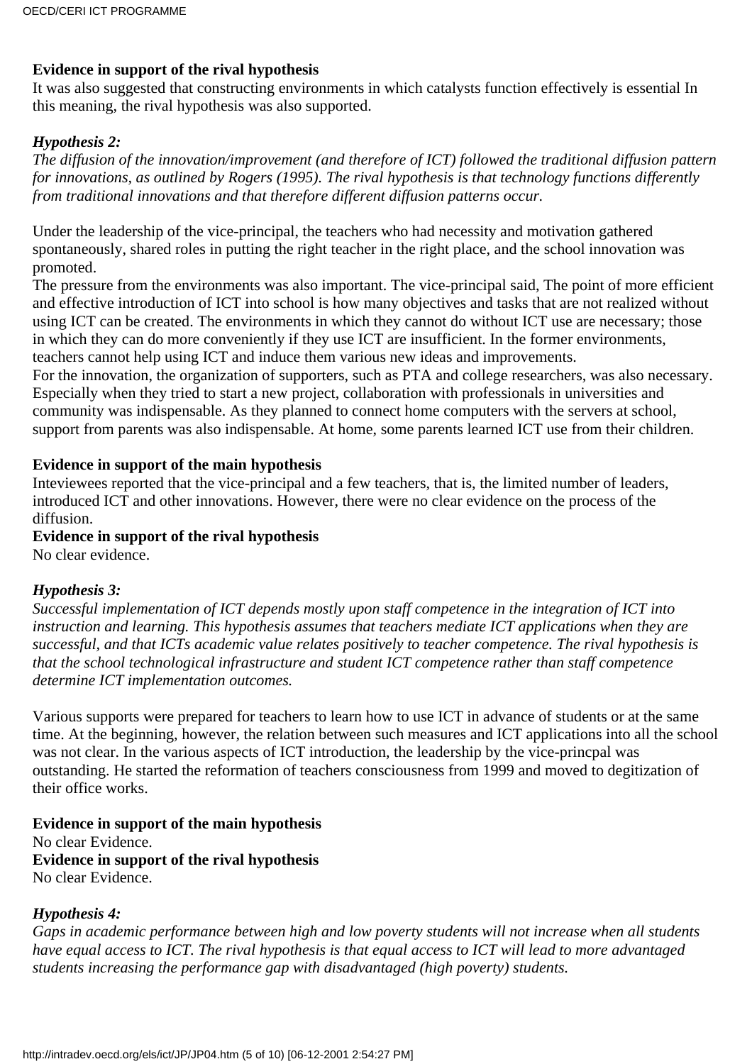**Evidence in support of the rival hypothesis**

It was also suggested that constructing environments in which catalysts function effectively is essential In this meaning, the rival hypothesis was also supported.

***Hypothesis 2:***

*The diffusion of the innovation/improvement (and therefore of ICT) followed the traditional diffusion pattern for innovations, as outlined by Rogers (1995). The rival hypothesis is that technology functions differently from traditional innovations and that therefore different diffusion patterns occur.*

Under the leadership of the vice-principal, the teachers who had necessity and motivation gathered spontaneously, shared roles in putting the right teacher in the right place, and the school innovation was promoted.

The pressure from the environments was also important. The vice-principal said, The point of more efficient and effective introduction of ICT into school is how many objectives and tasks that are not realized without using ICT can be created. The environments in which they cannot do without ICT use are necessary; those in which they can do more conveniently if they use ICT are insufficient. In the former environments, teachers cannot help using ICT and induce them various new ideas and improvements.

For the innovation, the organization of supporters, such as PTA and college researchers, was also necessary. Especially when they tried to start a new project, collaboration with professionals in universities and community was indispensable. As they planned to connect home computers with the servers at school, support from parents was also indispensable. At home, some parents learned ICT use from their children.

**Evidence in support of the main hypothesis**

Inteviewees reported that the vice-principal and a few teachers, that is, the limited number of leaders, introduced ICT and other innovations. However, there were no clear evidence on the process of the diffusion.

**Evidence in support of the rival hypothesis**

No clear evidence.

***Hypothesis 3:***

*Successful implementation of ICT depends mostly upon staff competence in the integration of ICT into instruction and learning. This hypothesis assumes that teachers mediate ICT applications when they are successful, and that ICTs academic value relates positively to teacher competence. The rival hypothesis is that the school technological infrastructure and student ICT competence rather than staff competence determine ICT implementation outcomes.*

Various supports were prepared for teachers to learn how to use ICT in advance of students or at the same time. At the beginning, however, the relation between such measures and ICT applications into all the school was not clear. In the various aspects of ICT introduction, the leadership by the vice-princpal was outstanding. He started the reformation of teachers consciousness from 1999 and moved to degitization of their office works.

**Evidence in support of the main hypothesis**

No clear Evidence.

**Evidence in support of the rival hypothesis**

No clear Evidence.

***Hypothesis 4:***

*Gaps in academic performance between high and low poverty students will not increase when all students have equal access to ICT. The rival hypothesis is that equal access to ICT will lead to more advantaged students increasing the performance gap with disadvantaged (high poverty) students.*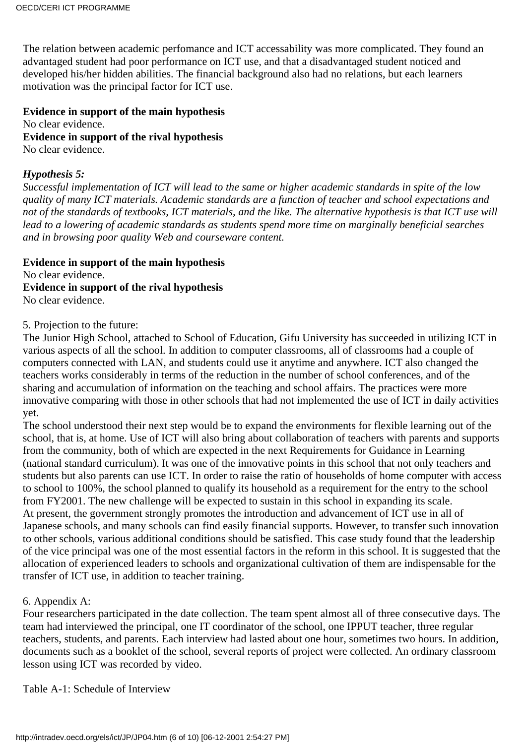The relation between academic perfomance and ICT accessability was more complicated. They found an advantaged student had poor performance on ICT use, and that a disadvantaged student noticed and developed his/her hidden abilities. The financial background also had no relations, but each learners motivation was the principal factor for ICT use.

**Evidence in support of the main hypothesis**
No clear evidence.
**Evidence in support of the rival hypothesis**
No clear evidence.

***Hypothesis 5:***
*Successful implementation of ICT will lead to the same or higher academic standards in spite of the low quality of many ICT materials. Academic standards are a function of teacher and school expectations and not of the standards of textbooks, ICT materials, and the like. The alternative hypothesis is that ICT use will lead to a lowering of academic standards as students spend more time on marginally beneficial searches and in browsing poor quality Web and courseware content.*

**Evidence in support of the main hypothesis**
No clear evidence.
**Evidence in support of the rival hypothesis**
No clear evidence.

5. Projection to the future:
The Junior High School, attached to School of Education, Gifu University has succeeded in utilizing ICT in various aspects of all the school. In addition to computer classrooms, all of classrooms had a couple of computers connected with LAN, and students could use it anytime and anywhere. ICT also changed the teachers works considerably in terms of the reduction in the number of school conferences, and of the sharing and accumulation of information on the teaching and school affairs. The practices were more innovative comparing with those in other schools that had not implemented the use of ICT in daily activities yet.
The school understood their next step would be to expand the environments for flexible learning out of the school, that is, at home. Use of ICT will also bring about collaboration of teachers with parents and supports from the community, both of which are expected in the next Requirements for Guidance in Learning (national standard curriculum). It was one of the innovative points in this school that not only teachers and students but also parents can use ICT. In order to raise the ratio of households of home computer with access to school to 100%, the school planned to qualify its household as a requirement for the entry to the school from FY2001. The new challenge will be expected to sustain in this school in expanding its scale.
At present, the government strongly promotes the introduction and advancement of ICT use in all of Japanese schools, and many schools can find easily financial supports. However, to transfer such innovation to other schools, various additional conditions should be satisfied. This case study found that the leadership of the vice principal was one of the most essential factors in the reform in this school. It is suggested that the allocation of experienced leaders to schools and organizational cultivation of them are indispensable for the transfer of ICT use, in addition to teacher training.

6. Appendix A:
Four researchers participated in the date collection. The team spent almost all of three consecutive days. The team had interviewed the principal, one IT coordinator of the school, one IPPUT teacher, three regular teachers, students, and parents. Each interview had lasted about one hour, sometimes two hours. In addition, documents such as a booklet of the school, several reports of project were collected. An ordinary classroom lesson using ICT was recorded by video.

Table A-1: Schedule of Interview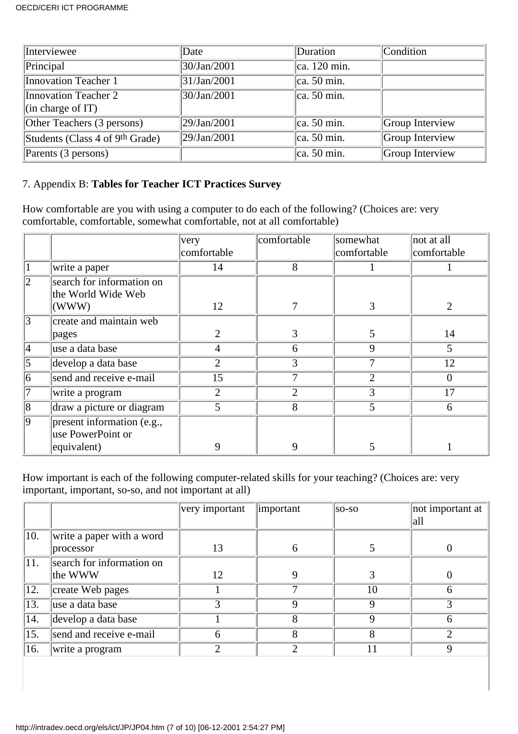| Interviewee | Date | Duration | Condition |
|---|---|---|---|
| Principal | 30/Jan/2001 | ca. 120 min. | |
| Innovation Teacher 1 | 31/Jan/2001 | ca. 50 min. | |
| Innovation Teacher 2 (in charge of IT) | 30/Jan/2001 | ca. 50 min. | |
| Other Teachers (3 persons) | 29/Jan/2001 | ca. 50 min. | Group Interview |
| Students (Class 4 of 9th Grade) | 29/Jan/2001 | ca. 50 min. | Group Interview |
| Parents (3 persons) | | ca. 50 min. | Group Interview |

7. Appendix B: **Tables for Teacher ICT Practices Survey**

How comfortable are you with using a computer to do each of the following? (Choices are: very comfortable, comfortable, somewhat comfortable, not at all comfortable)

| | | very comfortable | comfortable | somewhat comfortable | not at all comfortable |
|---|---|---|---|---|---|
| 1 | write a paper | 14 | 8 | 1 | 1 |
| 2 | search for information on the World Wide Web (WWW) | 12 | 7 | 3 | 2 |
| 3 | create and maintain web pages | 2 | 3 | 5 | 14 |
| 4 | use a data base | 4 | 6 | 9 | 5 |
| 5 | develop a data base | 2 | 3 | 7 | 12 |
| 6 | send and receive e-mail | 15 | 7 | 2 | 0 |
| 7 | write a program | 2 | 2 | 3 | 17 |
| 8 | draw a picture or diagram | 5 | 8 | 5 | 6 |
| 9 | present information (e.g., use PowerPoint or equivalent) | 9 | 9 | 5 | 1 |

How important is each of the following computer-related skills for your teaching? (Choices are: very important, important, so-so, and not important at all)

| | | very important | important | so-so | not important at all |
|---|---|---|---|---|---|
| 10. | write a paper with a word processor | 13 | 6 | 5 | 0 |
| 11. | search for information on the WWW | 12 | 9 | 3 | 0 |
| 12. | create Web pages | 1 | 7 | 10 | 6 |
| 13. | use a data base | 3 | 9 | 9 | 3 |
| 14. | develop a data base | 1 | 8 | 9 | 6 |
| 15. | send and receive e-mail | 6 | 8 | 8 | 2 |
| 16. | write a program | 2 | 2 | 11 | 9 |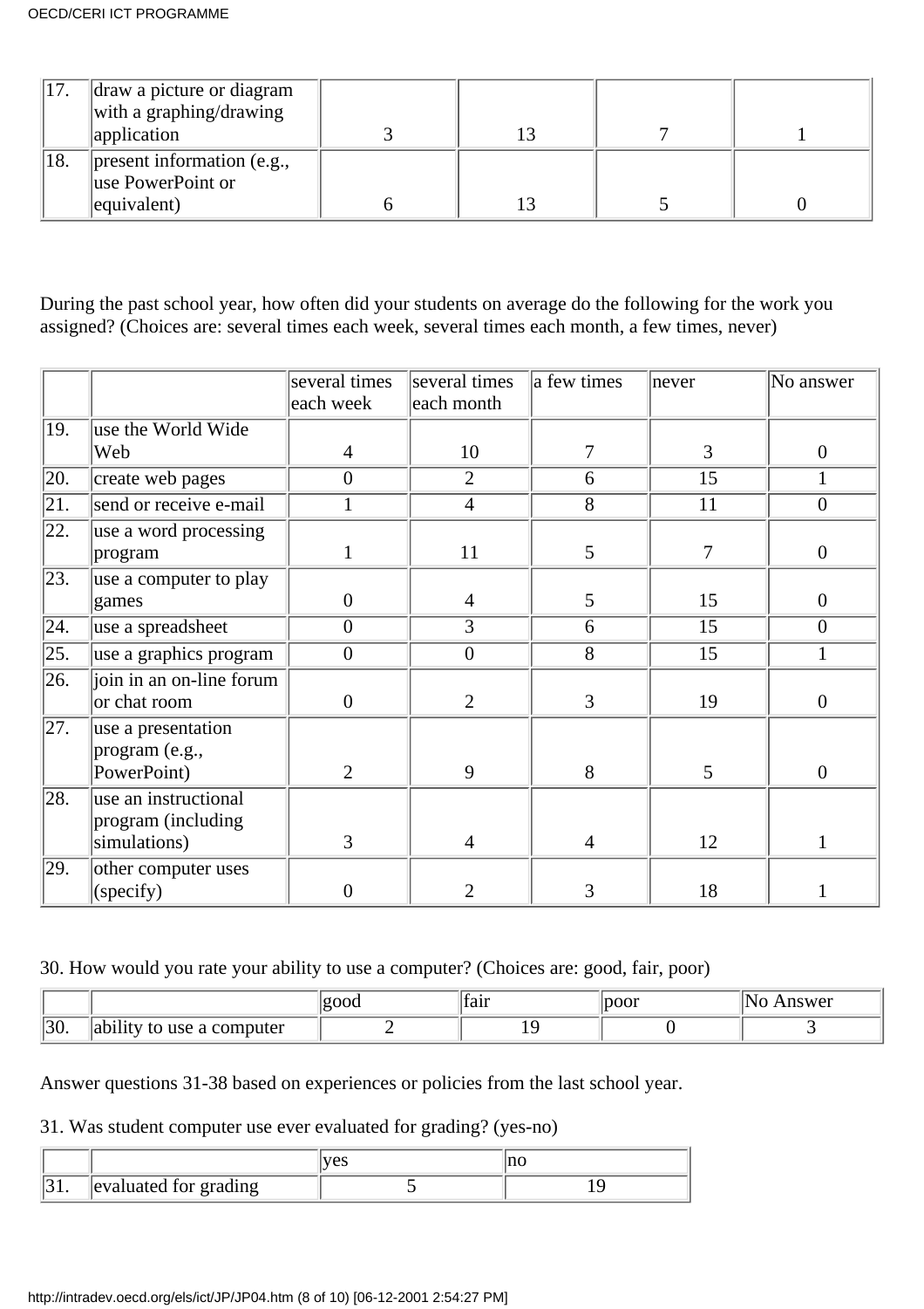| | | | | | |
|---|---|---|---|---|---|
| 17. | draw a picture or diagram with a graphing/drawing application | 3 | 13 | 7 | 1 |
| 18. | present information (e.g., use PowerPoint or equivalent) | 6 | 13 | 5 | 0 |

During the past school year, how often did your students on average do the following for the work you assigned? (Choices are: several times each week, several times each month, a few times, never)

| | | several times each week | several times each month | a few times | never | No answer |
|---|---|---|---|---|---|---|
| 19. | use the World Wide Web | 4 | 10 | 7 | 3 | 0 |
| 20. | create web pages | 0 | 2 | 6 | 15 | 1 |
| 21. | send or receive e-mail | 1 | 4 | 8 | 11 | 0 |
| 22. | use a word processing program | 1 | 11 | 5 | 7 | 0 |
| 23. | use a computer to play games | 0 | 4 | 5 | 15 | 0 |
| 24. | use a spreadsheet | 0 | 3 | 6 | 15 | 0 |
| 25. | use a graphics program | 0 | 0 | 8 | 15 | 1 |
| 26. | join in an on-line forum or chat room | 0 | 2 | 3 | 19 | 0 |
| 27. | use a presentation program (e.g., PowerPoint) | 2 | 9 | 8 | 5 | 0 |
| 28. | use an instructional program (including simulations) | 3 | 4 | 4 | 12 | 1 |
| 29. | other computer uses (specify) | 0 | 2 | 3 | 18 | 1 |

30. How would you rate your ability to use a computer? (Choices are: good, fair, poor)

| | | good | fair | poor | No Answer |
|---|---|---|---|---|---|
| 30. | ability to use a computer | 2 | 19 | 0 | 3 |

Answer questions 31-38 based on experiences or policies from the last school year.

31. Was student computer use ever evaluated for grading? (yes-no)

| | | yes | no |
|---|---|---|---|
| 31. | evaluated for grading | 5 | 19 |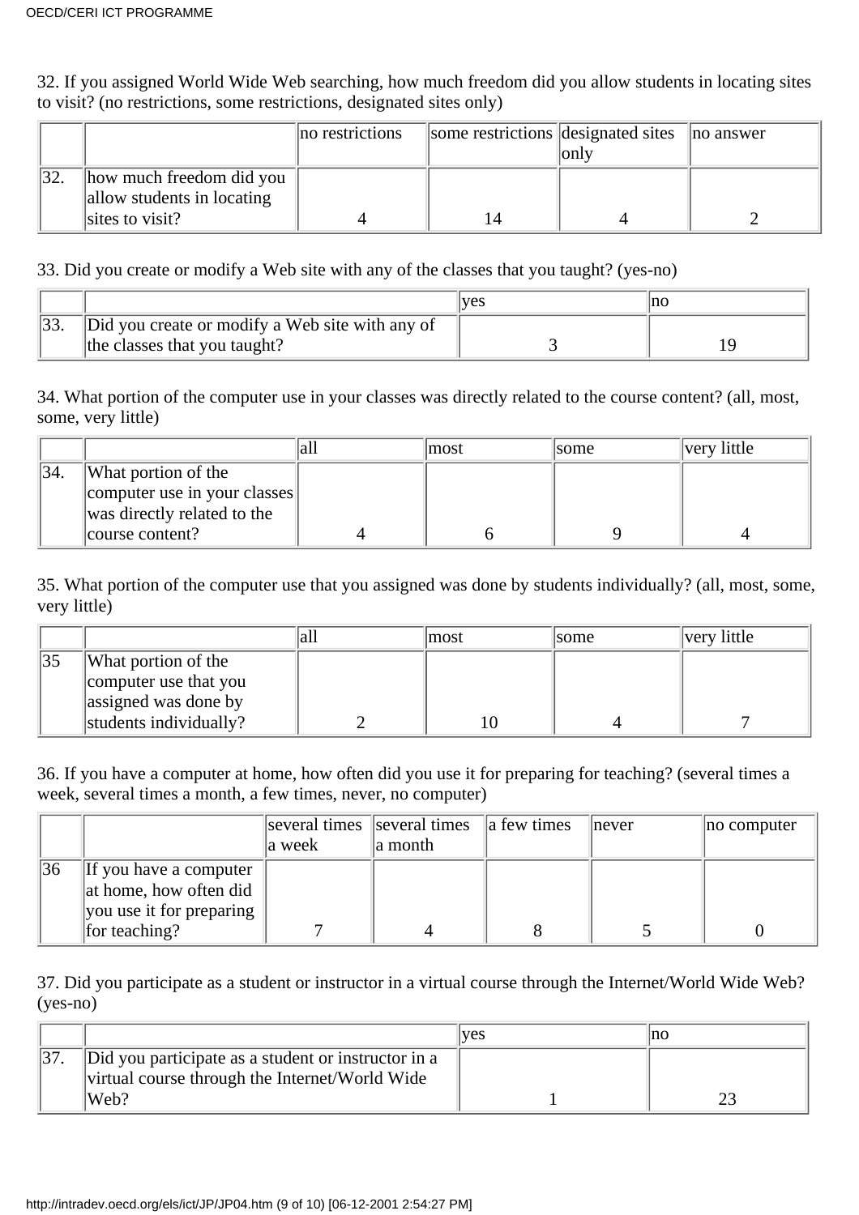32. If you assigned World Wide Web searching, how much freedom did you allow students in locating sites to visit? (no restrictions, some restrictions, designated sites only)

| | | no restrictions | some restrictions | designated sites only | no answer |
|---|---|---|---|---|---|
| 32. | how much freedom did you allow students in locating sites to visit? | 4 | 14 | 4 | 2 |

33. Did you create or modify a Web site with any of the classes that you taught? (yes-no)

| | | yes | no |
|---|---|---|---|
| 33. | Did you create or modify a Web site with any of the classes that you taught? | 3 | 19 |

34. What portion of the computer use in your classes was directly related to the course content? (all, most, some, very little)

| | | all | most | some | very little |
|---|---|---|---|---|---|
| 34. | What portion of the computer use in your classes was directly related to the course content? | 4 | 6 | 9 | 4 |

35. What portion of the computer use that you assigned was done by students individually? (all, most, some, very little)

| | | all | most | some | very little |
|---|---|---|---|---|---|
| 35 | What portion of the computer use that you assigned was done by students individually? | 2 | 10 | 4 | 7 |

36. If you have a computer at home, how often did you use it for preparing for teaching? (several times a week, several times a month, a few times, never, no computer)

| | | several times a week | several times a month | a few times | never | no computer |
|---|---|---|---|---|---|---|
| 36 | If you have a computer at home, how often did you use it for preparing for teaching? | 7 | 4 | 8 | 5 | 0 |

37. Did you participate as a student or instructor in a virtual course through the Internet/World Wide Web? (yes-no)

| | | yes | no |
|---|---|---|---|
| 37. | Did you participate as a student or instructor in a virtual course through the Internet/World Wide Web? | 1 | 23 |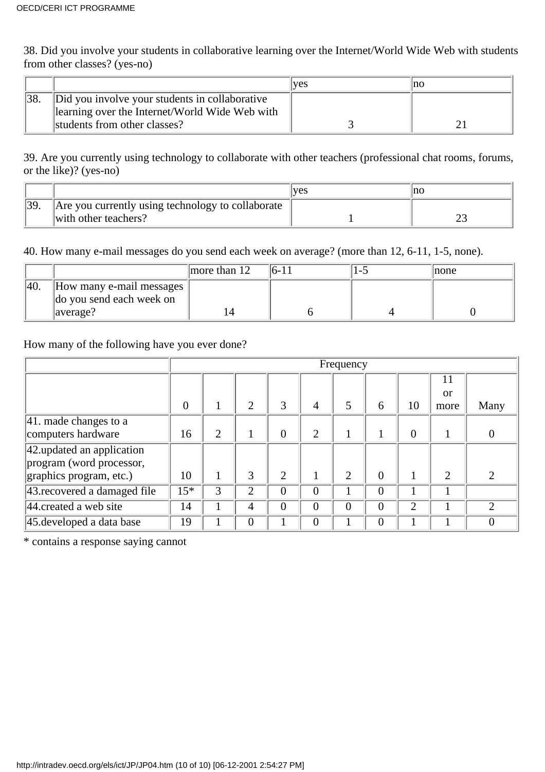38. Did you involve your students in collaborative learning over the Internet/World Wide Web with students from other classes? (yes-no)

| | | yes | no |
|---|---|---|---|
| 38. | Did you involve your students in collaborative learning over the Internet/World Wide Web with students from other classes? | 3 | 21 |

39. Are you currently using technology to collaborate with other teachers (professional chat rooms, forums, or the like)? (yes-no)

| | | yes | no |
|---|---|---|---|
| 39. | Are you currently using technology to collaborate with other teachers? | 1 | 23 |

40. How many e-mail messages do you send each week on average? (more than 12, 6-11, 1-5, none).

| | | more than 12 | 6-11 | 1-5 | none |
|---|---|---|---|---|---|
| 40. | How many e-mail messages do you send each week on average? | 14 | 6 | 4 | 0 |

How many of the following have you ever done?

| | Frequency | | | | | | | | | |
|---|---|---|---|---|---|---|---|---|---|---|
| | 0 | 1 | 2 | 3 | 4 | 5 | 6 | 10 | 11 or more | Many |
| 41. made changes to a computers hardware | 16 | 2 | 1 | 0 | 2 | 1 | 1 | 0 | 1 | 0 |
| 42.updated an application program (word processor, graphics program, etc.) | 10 | 1 | 3 | 2 | 1 | 2 | 0 | 1 | 2 | 2 |
| 43.recovered a damaged file | 15* | 3 | 2 | 0 | 0 | 1 | 0 | 1 | 1 | |
| 44.created a web site | 14 | 1 | 4 | 0 | 0 | 0 | 0 | 2 | 1 | 2 |
| 45.developed a data base | 19 | 1 | 0 | 1 | 0 | 1 | 0 | 1 | 1 | 0 |

* contains a response saying cannot